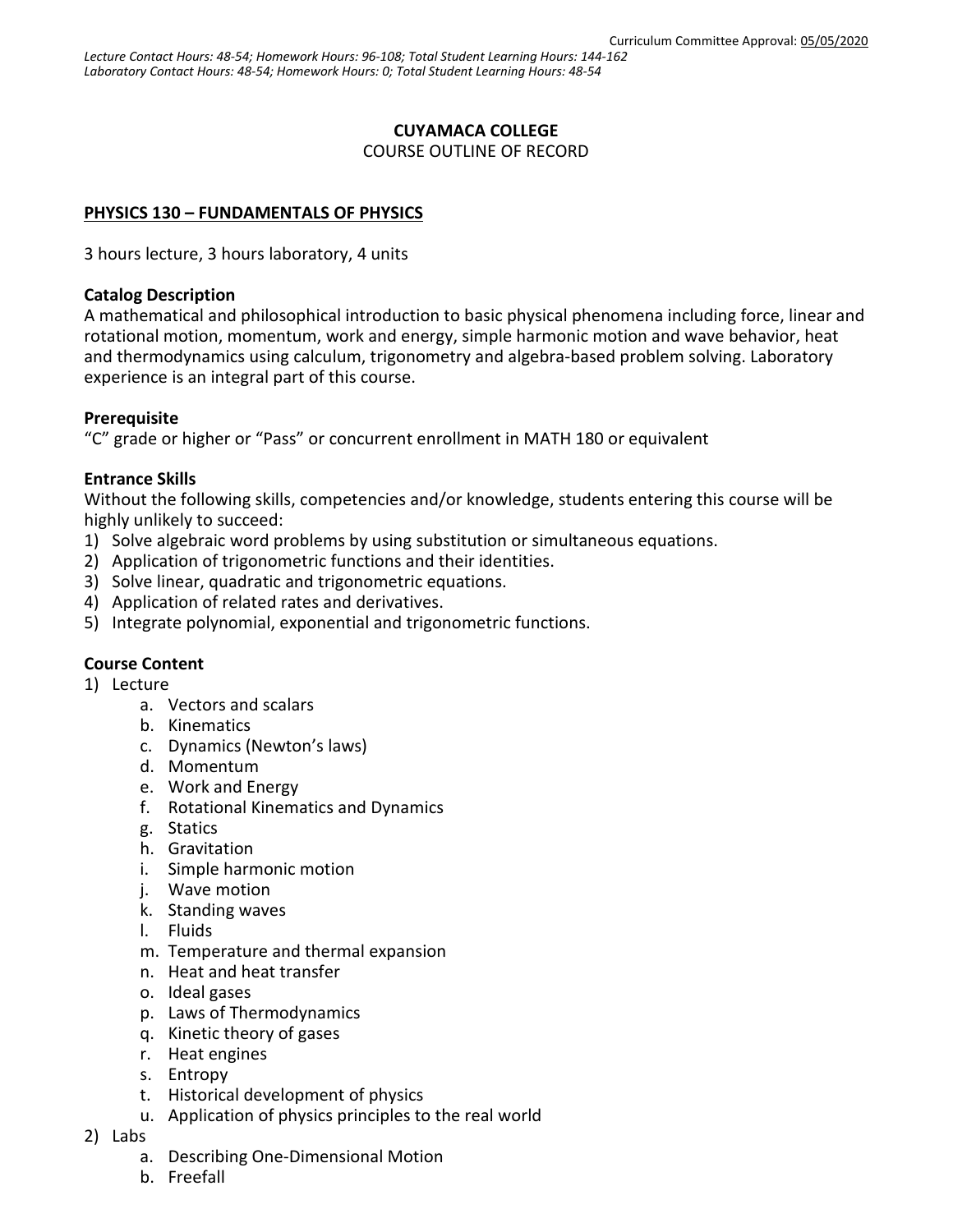Curriculum Committee Approval: 05/05/2020

*Lecture Contact Hours: 48-54; Homework Hours: 96-108; Total Student Learning Hours: 144-162*
*Laboratory Contact Hours: 48-54; Homework Hours: 0; Total Student Learning Hours: 48-54*

**CUYAMACA COLLEGE**
COURSE OUTLINE OF RECORD

## PHYSICS 130 – FUNDAMENTALS OF PHYSICS

3 hours lecture, 3 hours laboratory, 4 units

### Catalog Description

A mathematical and philosophical introduction to basic physical phenomena including force, linear and rotational motion, momentum, work and energy, simple harmonic motion and wave behavior, heat and thermodynamics using calculum, trigonometry and algebra-based problem solving. Laboratory experience is an integral part of this course.

### Prerequisite

"C" grade or higher or "Pass" or concurrent enrollment in MATH 180 or equivalent

### Entrance Skills

Without the following skills, competencies and/or knowledge, students entering this course will be highly unlikely to succeed:

1) Solve algebraic word problems by using substitution or simultaneous equations.
2) Application of trigonometric functions and their identities.
3) Solve linear, quadratic and trigonometric equations.
4) Application of related rates and derivatives.
5) Integrate polynomial, exponential and trigonometric functions.

### Course Content

1) Lecture
    a. Vectors and scalars
    b. Kinematics
    c. Dynamics (Newton's laws)
    d. Momentum
    e. Work and Energy
    f. Rotational Kinematics and Dynamics
    g. Statics
    h. Gravitation
    i. Simple harmonic motion
    j. Wave motion
    k. Standing waves
    l. Fluids
    m. Temperature and thermal expansion
    n. Heat and heat transfer
    o. Ideal gases
    p. Laws of Thermodynamics
    q. Kinetic theory of gases
    r. Heat engines
    s. Entropy
    t. Historical development of physics
    u. Application of physics principles to the real world
2) Labs
    a. Describing One-Dimensional Motion
    b. Freefall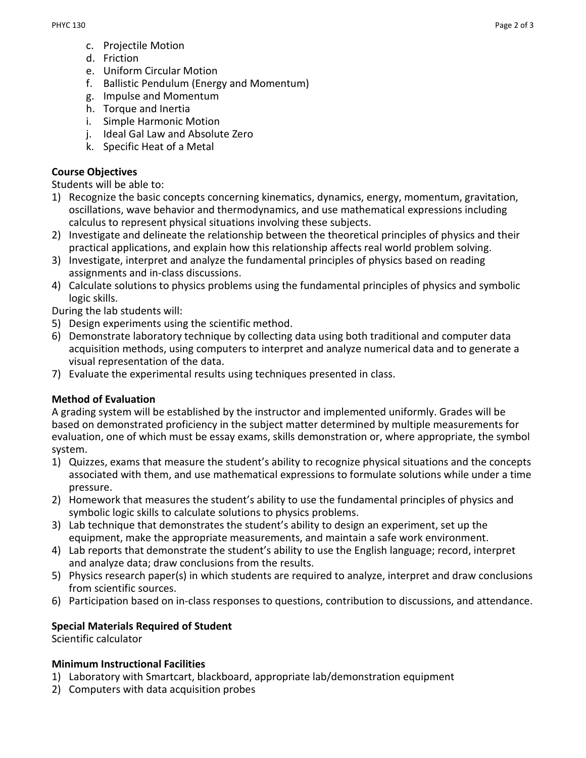c. Projectile Motion
d. Friction
e. Uniform Circular Motion
f. Ballistic Pendulum (Energy and Momentum)
g. Impulse and Momentum
h. Torque and Inertia
i. Simple Harmonic Motion
j. Ideal Gal Law and Absolute Zero
k. Specific Heat of a Metal

**Course Objectives**

Students will be able to:

1) Recognize the basic concepts concerning kinematics, dynamics, energy, momentum, gravitation, oscillations, wave behavior and thermodynamics, and use mathematical expressions including calculus to represent physical situations involving these subjects.
2) Investigate and delineate the relationship between the theoretical principles of physics and their practical applications, and explain how this relationship affects real world problem solving.
3) Investigate, interpret and analyze the fundamental principles of physics based on reading assignments and in-class discussions.
4) Calculate solutions to physics problems using the fundamental principles of physics and symbolic logic skills.

During the lab students will:

5) Design experiments using the scientific method.
6) Demonstrate laboratory technique by collecting data using both traditional and computer data acquisition methods, using computers to interpret and analyze numerical data and to generate a visual representation of the data.
7) Evaluate the experimental results using techniques presented in class.

**Method of Evaluation**

A grading system will be established by the instructor and implemented uniformly. Grades will be based on demonstrated proficiency in the subject matter determined by multiple measurements for evaluation, one of which must be essay exams, skills demonstration or, where appropriate, the symbol system.

1) Quizzes, exams that measure the student's ability to recognize physical situations and the concepts associated with them, and use mathematical expressions to formulate solutions while under a time pressure.
2) Homework that measures the student's ability to use the fundamental principles of physics and symbolic logic skills to calculate solutions to physics problems.
3) Lab technique that demonstrates the student's ability to design an experiment, set up the equipment, make the appropriate measurements, and maintain a safe work environment.
4) Lab reports that demonstrate the student's ability to use the English language; record, interpret and analyze data; draw conclusions from the results.
5) Physics research paper(s) in which students are required to analyze, interpret and draw conclusions from scientific sources.
6) Participation based on in-class responses to questions, contribution to discussions, and attendance.

**Special Materials Required of Student**

Scientific calculator

**Minimum Instructional Facilities**

1) Laboratory with Smartcart, blackboard, appropriate lab/demonstration equipment
2) Computers with data acquisition probes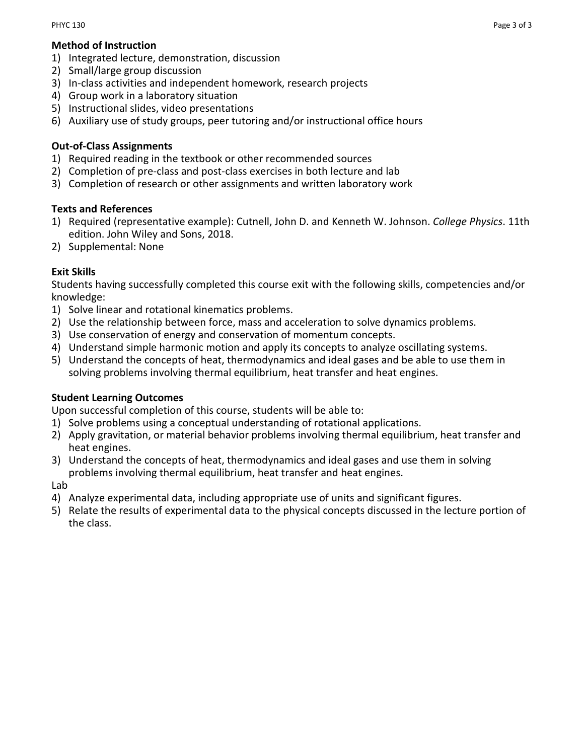**Method of Instruction**

1) Integrated lecture, demonstration, discussion
2) Small/large group discussion
3) In-class activities and independent homework, research projects
4) Group work in a laboratory situation
5) Instructional slides, video presentations
6) Auxiliary use of study groups, peer tutoring and/or instructional office hours

**Out-of-Class Assignments**

1) Required reading in the textbook or other recommended sources
2) Completion of pre-class and post-class exercises in both lecture and lab
3) Completion of research or other assignments and written laboratory work

**Texts and References**

1) Required (representative example): Cutnell, John D. and Kenneth W. Johnson. *College Physics*. 11th edition. John Wiley and Sons, 2018.
2) Supplemental: None

**Exit Skills**

Students having successfully completed this course exit with the following skills, competencies and/or knowledge:

1) Solve linear and rotational kinematics problems.
2) Use the relationship between force, mass and acceleration to solve dynamics problems.
3) Use conservation of energy and conservation of momentum concepts.
4) Understand simple harmonic motion and apply its concepts to analyze oscillating systems.
5) Understand the concepts of heat, thermodynamics and ideal gases and be able to use them in solving problems involving thermal equilibrium, heat transfer and heat engines.

**Student Learning Outcomes**

Upon successful completion of this course, students will be able to:

1) Solve problems using a conceptual understanding of rotational applications.
2) Apply gravitation, or material behavior problems involving thermal equilibrium, heat transfer and heat engines.
3) Understand the concepts of heat, thermodynamics and ideal gases and use them in solving problems involving thermal equilibrium, heat transfer and heat engines.

Lab

4) Analyze experimental data, including appropriate use of units and significant figures.
5) Relate the results of experimental data to the physical concepts discussed in the lecture portion of the class.